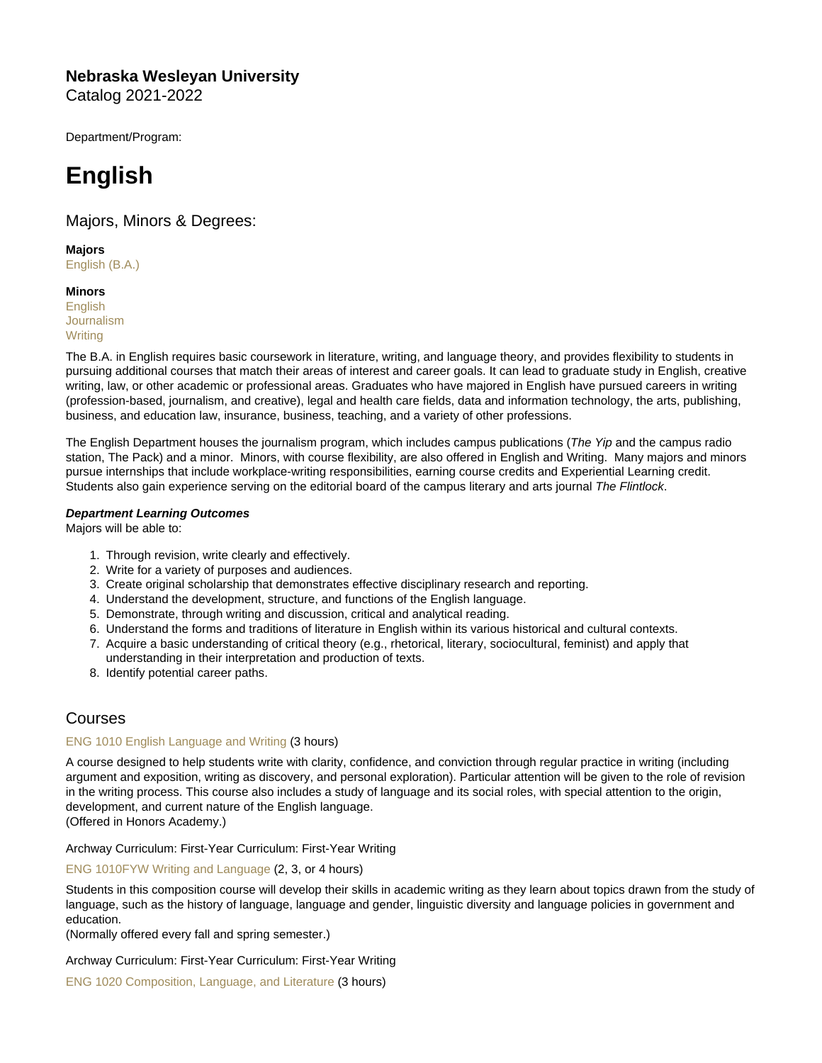**Nebraska Wesleyan University**
Catalog 2021-2022

Department/Program:

# English

## Majors, Minors & Degrees:

**Majors**
English (B.A.)

**Minors**
English
Journalism
Writing

The B.A. in English requires basic coursework in literature, writing, and language theory, and provides flexibility to students in pursuing additional courses that match their areas of interest and career goals. It can lead to graduate study in English, creative writing, law, or other academic or professional areas. Graduates who have majored in English have pursued careers in writing (profession-based, journalism, and creative), legal and health care fields, data and information technology, the arts, publishing, business, and education law, insurance, business, teaching, and a variety of other professions.

The English Department houses the journalism program, which includes campus publications (*The Yip* and the campus radio station, The Pack) and a minor. Minors, with course flexibility, are also offered in English and Writing. Many majors and minors pursue internships that include workplace-writing responsibilities, earning course credits and Experiential Learning credit. Students also gain experience serving on the editorial board of the campus literary and arts journal *The Flintlock*.

***Department Learning Outcomes***
Majors will be able to:

1. Through revision, write clearly and effectively.
2. Write for a variety of purposes and audiences.
3. Create original scholarship that demonstrates effective disciplinary research and reporting.
4. Understand the development, structure, and functions of the English language.
5. Demonstrate, through writing and discussion, critical and analytical reading.
6. Understand the forms and traditions of literature in English within its various historical and cultural contexts.
7. Acquire a basic understanding of critical theory (e.g., rhetorical, literary, sociocultural, feminist) and apply that understanding in their interpretation and production of texts.
8. Identify potential career paths.

## Courses

ENG 1010 English Language and Writing (3 hours)

A course designed to help students write with clarity, confidence, and conviction through regular practice in writing (including argument and exposition, writing as discovery, and personal exploration). Particular attention will be given to the role of revision in the writing process. This course also includes a study of language and its social roles, with special attention to the origin, development, and current nature of the English language.
(Offered in Honors Academy.)

Archway Curriculum: First-Year Curriculum: First-Year Writing

ENG 1010FYW Writing and Language (2, 3, or 4 hours)

Students in this composition course will develop their skills in academic writing as they learn about topics drawn from the study of language, such as the history of language, language and gender, linguistic diversity and language policies in government and education.
(Normally offered every fall and spring semester.)

Archway Curriculum: First-Year Curriculum: First-Year Writing

ENG 1020 Composition, Language, and Literature (3 hours)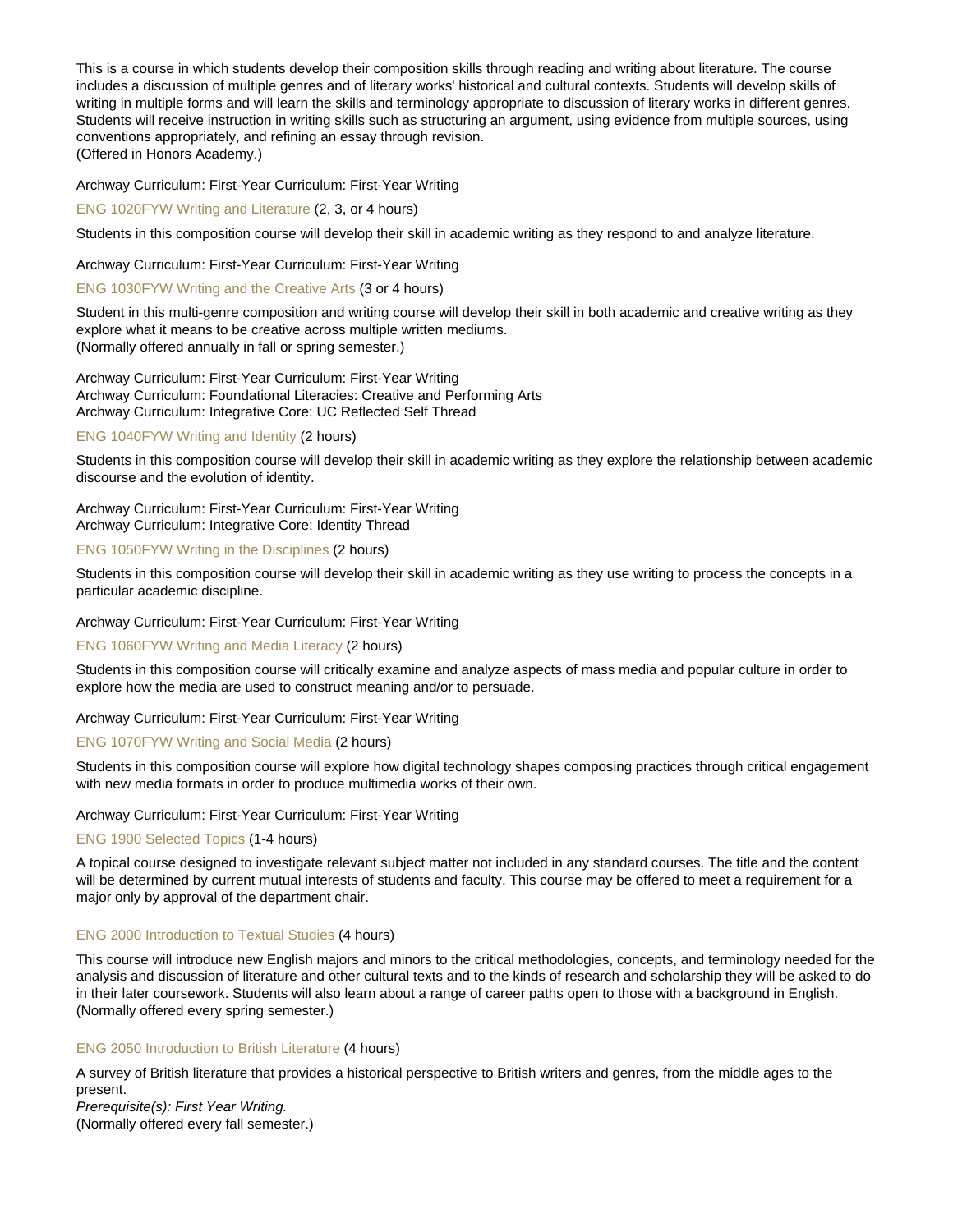This is a course in which students develop their composition skills through reading and writing about literature. The course includes a discussion of multiple genres and of literary works' historical and cultural contexts. Students will develop skills of writing in multiple forms and will learn the skills and terminology appropriate to discussion of literary works in different genres. Students will receive instruction in writing skills such as structuring an argument, using evidence from multiple sources, using conventions appropriately, and refining an essay through revision.
(Offered in Honors Academy.)

Archway Curriculum: First-Year Curriculum: First-Year Writing

### ENG 1020FYW Writing and Literature (2, 3, or 4 hours)

Students in this composition course will develop their skill in academic writing as they respond to and analyze literature.

Archway Curriculum: First-Year Curriculum: First-Year Writing

### ENG 1030FYW Writing and the Creative Arts (3 or 4 hours)

Student in this multi-genre composition and writing course will develop their skill in both academic and creative writing as they explore what it means to be creative across multiple written mediums.
(Normally offered annually in fall or spring semester.)

Archway Curriculum: First-Year Curriculum: First-Year Writing
Archway Curriculum: Foundational Literacies: Creative and Performing Arts
Archway Curriculum: Integrative Core: UC Reflected Self Thread

### ENG 1040FYW Writing and Identity (2 hours)

Students in this composition course will develop their skill in academic writing as they explore the relationship between academic discourse and the evolution of identity.

Archway Curriculum: First-Year Curriculum: First-Year Writing
Archway Curriculum: Integrative Core: Identity Thread

### ENG 1050FYW Writing in the Disciplines (2 hours)

Students in this composition course will develop their skill in academic writing as they use writing to process the concepts in a particular academic discipline.

Archway Curriculum: First-Year Curriculum: First-Year Writing

### ENG 1060FYW Writing and Media Literacy (2 hours)

Students in this composition course will critically examine and analyze aspects of mass media and popular culture in order to explore how the media are used to construct meaning and/or to persuade.

Archway Curriculum: First-Year Curriculum: First-Year Writing

### ENG 1070FYW Writing and Social Media (2 hours)

Students in this composition course will explore how digital technology shapes composing practices through critical engagement with new media formats in order to produce multimedia works of their own.

Archway Curriculum: First-Year Curriculum: First-Year Writing

### ENG 1900 Selected Topics (1-4 hours)

A topical course designed to investigate relevant subject matter not included in any standard courses. The title and the content will be determined by current mutual interests of students and faculty. This course may be offered to meet a requirement for a major only by approval of the department chair.

### ENG 2000 Introduction to Textual Studies (4 hours)

This course will introduce new English majors and minors to the critical methodologies, concepts, and terminology needed for the analysis and discussion of literature and other cultural texts and to the kinds of research and scholarship they will be asked to do in their later coursework. Students will also learn about a range of career paths open to those with a background in English.
(Normally offered every spring semester.)

### ENG 2050 Introduction to British Literature (4 hours)

A survey of British literature that provides a historical perspective to British writers and genres, from the middle ages to the present.
*Prerequisite(s): First Year Writing.*
(Normally offered every fall semester.)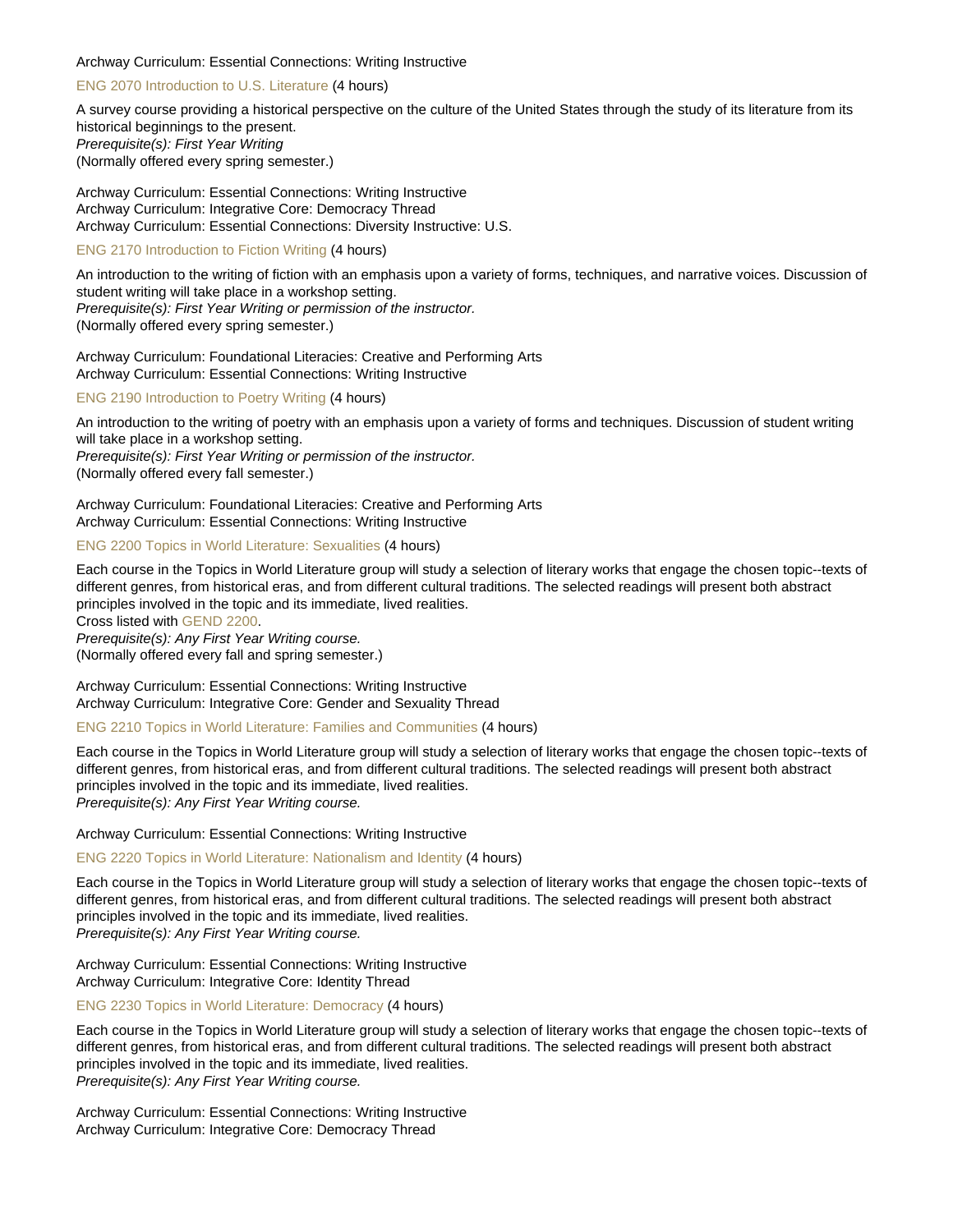Archway Curriculum: Essential Connections: Writing Instructive

### ENG 2070 Introduction to U.S. Literature (4 hours)

A survey course providing a historical perspective on the culture of the United States through the study of its literature from its historical beginnings to the present.
*Prerequisite(s): First Year Writing*
(Normally offered every spring semester.)

Archway Curriculum: Essential Connections: Writing Instructive
Archway Curriculum: Integrative Core: Democracy Thread
Archway Curriculum: Essential Connections: Diversity Instructive: U.S.

### ENG 2170 Introduction to Fiction Writing (4 hours)

An introduction to the writing of fiction with an emphasis upon a variety of forms, techniques, and narrative voices. Discussion of student writing will take place in a workshop setting.
*Prerequisite(s): First Year Writing or permission of the instructor.*
(Normally offered every spring semester.)

Archway Curriculum: Foundational Literacies: Creative and Performing Arts
Archway Curriculum: Essential Connections: Writing Instructive

### ENG 2190 Introduction to Poetry Writing (4 hours)

An introduction to the writing of poetry with an emphasis upon a variety of forms and techniques. Discussion of student writing will take place in a workshop setting.
*Prerequisite(s): First Year Writing or permission of the instructor.*
(Normally offered every fall semester.)

Archway Curriculum: Foundational Literacies: Creative and Performing Arts
Archway Curriculum: Essential Connections: Writing Instructive

### ENG 2200 Topics in World Literature: Sexualities (4 hours)

Each course in the Topics in World Literature group will study a selection of literary works that engage the chosen topic--texts of different genres, from historical eras, and from different cultural traditions. The selected readings will present both abstract principles involved in the topic and its immediate, lived realities.
Cross listed with GEND 2200.
*Prerequisite(s): Any First Year Writing course.*
(Normally offered every fall and spring semester.)

Archway Curriculum: Essential Connections: Writing Instructive
Archway Curriculum: Integrative Core: Gender and Sexuality Thread

### ENG 2210 Topics in World Literature: Families and Communities (4 hours)

Each course in the Topics in World Literature group will study a selection of literary works that engage the chosen topic--texts of different genres, from historical eras, and from different cultural traditions. The selected readings will present both abstract principles involved in the topic and its immediate, lived realities.
*Prerequisite(s): Any First Year Writing course.*

Archway Curriculum: Essential Connections: Writing Instructive

### ENG 2220 Topics in World Literature: Nationalism and Identity (4 hours)

Each course in the Topics in World Literature group will study a selection of literary works that engage the chosen topic--texts of different genres, from historical eras, and from different cultural traditions. The selected readings will present both abstract principles involved in the topic and its immediate, lived realities.
*Prerequisite(s): Any First Year Writing course.*

Archway Curriculum: Essential Connections: Writing Instructive
Archway Curriculum: Integrative Core: Identity Thread

### ENG 2230 Topics in World Literature: Democracy (4 hours)

Each course in the Topics in World Literature group will study a selection of literary works that engage the chosen topic--texts of different genres, from historical eras, and from different cultural traditions. The selected readings will present both abstract principles involved in the topic and its immediate, lived realities.
*Prerequisite(s): Any First Year Writing course.*

Archway Curriculum: Essential Connections: Writing Instructive
Archway Curriculum: Integrative Core: Democracy Thread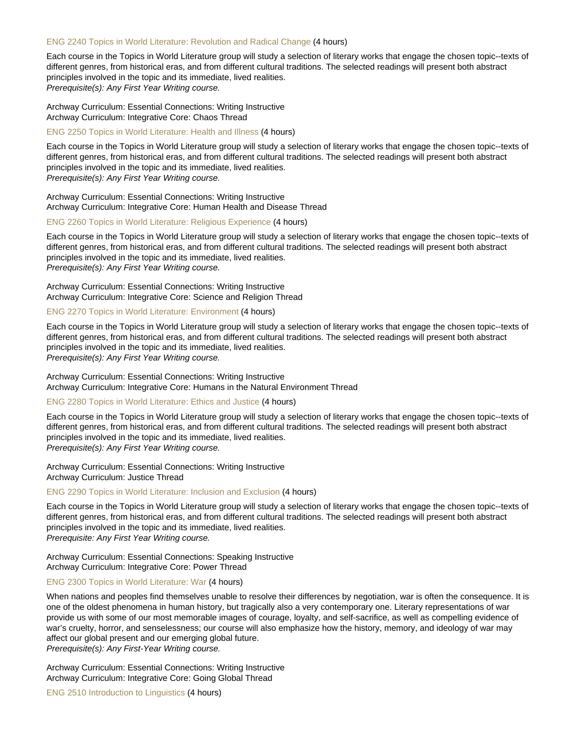### ENG 2240 Topics in World Literature: Revolution and Radical Change (4 hours)

Each course in the Topics in World Literature group will study a selection of literary works that engage the chosen topic--texts of different genres, from historical eras, and from different cultural traditions. The selected readings will present both abstract principles involved in the topic and its immediate, lived realities.
*Prerequisite(s): Any First Year Writing course.*

Archway Curriculum: Essential Connections: Writing Instructive
Archway Curriculum: Integrative Core: Chaos Thread

### ENG 2250 Topics in World Literature: Health and Illness (4 hours)

Each course in the Topics in World Literature group will study a selection of literary works that engage the chosen topic--texts of different genres, from historical eras, and from different cultural traditions. The selected readings will present both abstract principles involved in the topic and its immediate, lived realities.
*Prerequisite(s): Any First Year Writing course.*

Archway Curriculum: Essential Connections: Writing Instructive
Archway Curriculum: Integrative Core: Human Health and Disease Thread

### ENG 2260 Topics in World Literature: Religious Experience (4 hours)

Each course in the Topics in World Literature group will study a selection of literary works that engage the chosen topic--texts of different genres, from historical eras, and from different cultural traditions. The selected readings will present both abstract principles involved in the topic and its immediate, lived realities.
*Prerequisite(s): Any First Year Writing course.*

Archway Curriculum: Essential Connections: Writing Instructive
Archway Curriculum: Integrative Core: Science and Religion Thread

### ENG 2270 Topics in World Literature: Environment (4 hours)

Each course in the Topics in World Literature group will study a selection of literary works that engage the chosen topic--texts of different genres, from historical eras, and from different cultural traditions. The selected readings will present both abstract principles involved in the topic and its immediate, lived realities.
*Prerequisite(s): Any First Year Writing course.*

Archway Curriculum: Essential Connections: Writing Instructive
Archway Curriculum: Integrative Core: Humans in the Natural Environment Thread

### ENG 2280 Topics in World Literature: Ethics and Justice (4 hours)

Each course in the Topics in World Literature group will study a selection of literary works that engage the chosen topic--texts of different genres, from historical eras, and from different cultural traditions. The selected readings will present both abstract principles involved in the topic and its immediate, lived realities.
*Prerequisite(s): Any First Year Writing course.*

Archway Curriculum: Essential Connections: Writing Instructive
Archway Curriculum: Justice Thread

### ENG 2290 Topics in World Literature: Inclusion and Exclusion (4 hours)

Each course in the Topics in World Literature group will study a selection of literary works that engage the chosen topic--texts of different genres, from historical eras, and from different cultural traditions. The selected readings will present both abstract principles involved in the topic and its immediate, lived realities.
*Prerequisite: Any First Year Writing course.*

Archway Curriculum: Essential Connections: Speaking Instructive
Archway Curriculum: Integrative Core: Power Thread

### ENG 2300 Topics in World Literature: War (4 hours)

When nations and peoples find themselves unable to resolve their differences by negotiation, war is often the consequence. It is one of the oldest phenomena in human history, but tragically also a very contemporary one. Literary representations of war provide us with some of our most memorable images of courage, loyalty, and self-sacrifice, as well as compelling evidence of war's cruelty, horror, and senselessness; our course will also emphasize how the history, memory, and ideology of war may affect our global present and our emerging global future.
*Prerequisite(s): Any First-Year Writing course.*

Archway Curriculum: Essential Connections: Writing Instructive
Archway Curriculum: Integrative Core: Going Global Thread

### ENG 2510 Introduction to Linguistics (4 hours)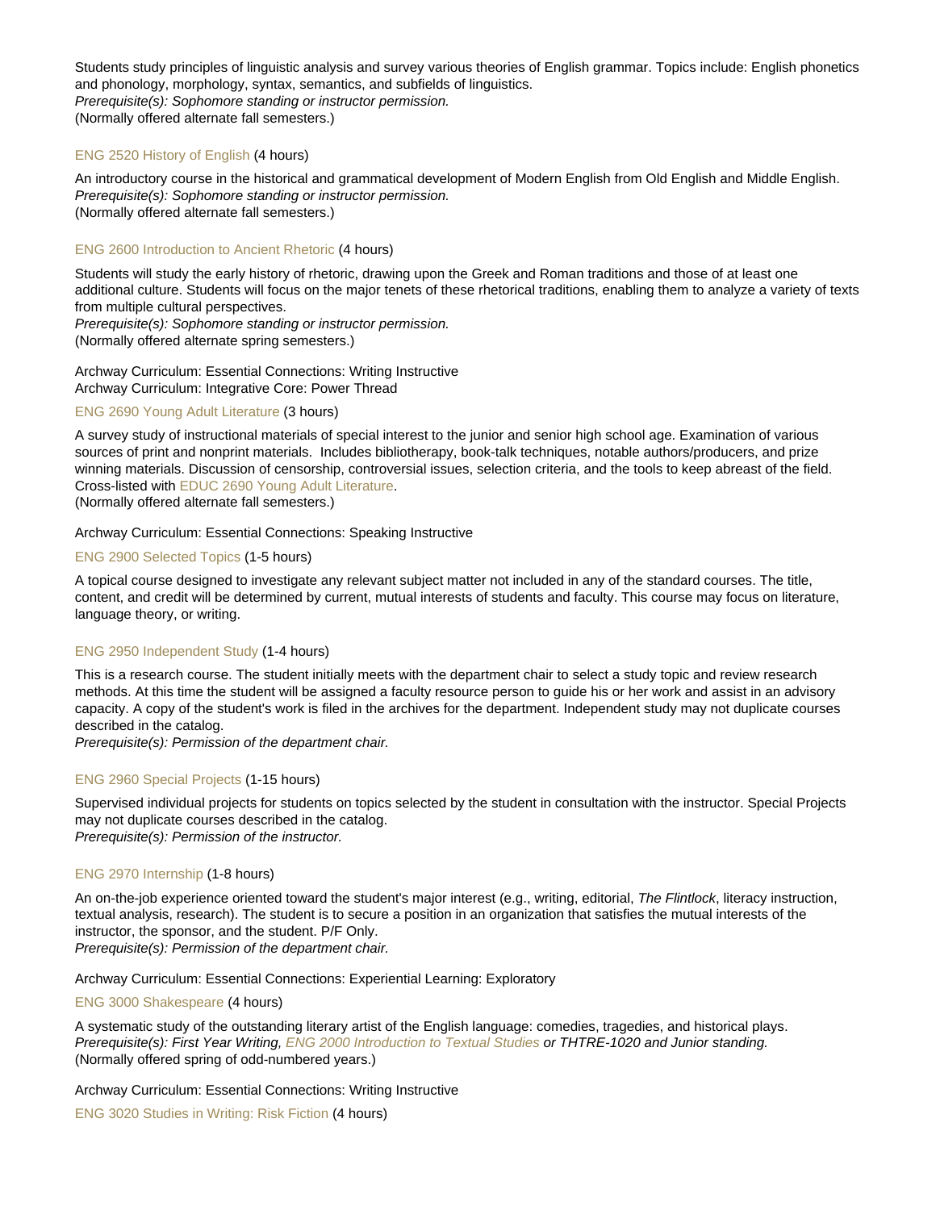Students study principles of linguistic analysis and survey various theories of English grammar. Topics include: English phonetics and phonology, morphology, syntax, semantics, and subfields of linguistics.
*Prerequisite(s): Sophomore standing or instructor permission.*
(Normally offered alternate fall semesters.)

### ENG 2520 History of English (4 hours)

An introductory course in the historical and grammatical development of Modern English from Old English and Middle English.
*Prerequisite(s): Sophomore standing or instructor permission.*
(Normally offered alternate fall semesters.)

### ENG 2600 Introduction to Ancient Rhetoric (4 hours)

Students will study the early history of rhetoric, drawing upon the Greek and Roman traditions and those of at least one additional culture. Students will focus on the major tenets of these rhetorical traditions, enabling them to analyze a variety of texts from multiple cultural perspectives.
*Prerequisite(s): Sophomore standing or instructor permission.*
(Normally offered alternate spring semesters.)

Archway Curriculum: Essential Connections: Writing Instructive
Archway Curriculum: Integrative Core: Power Thread

### ENG 2690 Young Adult Literature (3 hours)

A survey study of instructional materials of special interest to the junior and senior high school age. Examination of various sources of print and nonprint materials. Includes bibliotherapy, book-talk techniques, notable authors/producers, and prize winning materials. Discussion of censorship, controversial issues, selection criteria, and the tools to keep abreast of the field. Cross-listed with EDUC 2690 Young Adult Literature.
(Normally offered alternate fall semesters.)

Archway Curriculum: Essential Connections: Speaking Instructive

### ENG 2900 Selected Topics (1-5 hours)

A topical course designed to investigate any relevant subject matter not included in any of the standard courses. The title, content, and credit will be determined by current, mutual interests of students and faculty. This course may focus on literature, language theory, or writing.

### ENG 2950 Independent Study (1-4 hours)

This is a research course. The student initially meets with the department chair to select a study topic and review research methods. At this time the student will be assigned a faculty resource person to guide his or her work and assist in an advisory capacity. A copy of the student's work is filed in the archives for the department. Independent study may not duplicate courses described in the catalog.
*Prerequisite(s): Permission of the department chair.*

### ENG 2960 Special Projects (1-15 hours)

Supervised individual projects for students on topics selected by the student in consultation with the instructor. Special Projects may not duplicate courses described in the catalog.
*Prerequisite(s): Permission of the instructor.*

### ENG 2970 Internship (1-8 hours)

An on-the-job experience oriented toward the student's major interest (e.g., writing, editorial, *The Flintlock*, literacy instruction, textual analysis, research). The student is to secure a position in an organization that satisfies the mutual interests of the instructor, the sponsor, and the student. P/F Only.
*Prerequisite(s): Permission of the department chair.*

Archway Curriculum: Essential Connections: Experiential Learning: Exploratory

### ENG 3000 Shakespeare (4 hours)

A systematic study of the outstanding literary artist of the English language: comedies, tragedies, and historical plays.
*Prerequisite(s): First Year Writing, ENG 2000 Introduction to Textual Studies or THTRE-1020 and Junior standing.*
(Normally offered spring of odd-numbered years.)

Archway Curriculum: Essential Connections: Writing Instructive

### ENG 3020 Studies in Writing: Risk Fiction (4 hours)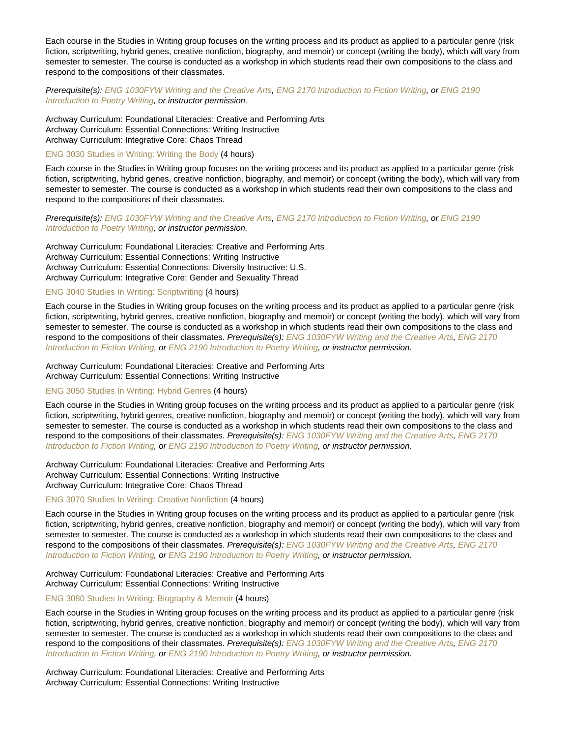Each course in the Studies in Writing group focuses on the writing process and its product as applied to a particular genre (risk fiction, scriptwriting, hybrid genes, creative nonfiction, biography, and memoir) or concept (writing the body), which will vary from semester to semester. The course is conducted as a workshop in which students read their own compositions to the class and respond to the compositions of their classmates.

*Prerequisite(s): ENG 1030FYW Writing and the Creative Arts, ENG 2170 Introduction to Fiction Writing, or ENG 2190 Introduction to Poetry Writing, or instructor permission.*

Archway Curriculum: Foundational Literacies: Creative and Performing Arts
Archway Curriculum: Essential Connections: Writing Instructive
Archway Curriculum: Integrative Core: Chaos Thread

ENG 3030 Studies in Writing: Writing the Body (4 hours)

Each course in the Studies in Writing group focuses on the writing process and its product as applied to a particular genre (risk fiction, scriptwriting, hybrid genes, creative nonfiction, biography, and memoir) or concept (writing the body), which will vary from semester to semester. The course is conducted as a workshop in which students read their own compositions to the class and respond to the compositions of their classmates.

*Prerequisite(s): ENG 1030FYW Writing and the Creative Arts, ENG 2170 Introduction to Fiction Writing, or ENG 2190 Introduction to Poetry Writing, or instructor permission.*

Archway Curriculum: Foundational Literacies: Creative and Performing Arts
Archway Curriculum: Essential Connections: Writing Instructive
Archway Curriculum: Essential Connections: Diversity Instructive: U.S.
Archway Curriculum: Integrative Core: Gender and Sexuality Thread

ENG 3040 Studies In Writing: Scriptwriting (4 hours)

Each course in the Studies in Writing group focuses on the writing process and its product as applied to a particular genre (risk fiction, scriptwriting, hybrid genres, creative nonfiction, biography and memoir) or concept (writing the body), which will vary from semester to semester. The course is conducted as a workshop in which students read their own compositions to the class and respond to the compositions of their classmates. *Prerequisite(s): ENG 1030FYW Writing and the Creative Arts, ENG 2170 Introduction to Fiction Writing, or ENG 2190 Introduction to Poetry Writing, or instructor permission.*

Archway Curriculum: Foundational Literacies: Creative and Performing Arts
Archway Curriculum: Essential Connections: Writing Instructive

ENG 3050 Studies In Writing: Hybrid Genres (4 hours)

Each course in the Studies in Writing group focuses on the writing process and its product as applied to a particular genre (risk fiction, scriptwriting, hybrid genres, creative nonfiction, biography and memoir) or concept (writing the body), which will vary from semester to semester. The course is conducted as a workshop in which students read their own compositions to the class and respond to the compositions of their classmates. *Prerequisite(s): ENG 1030FYW Writing and the Creative Arts, ENG 2170 Introduction to Fiction Writing, or ENG 2190 Introduction to Poetry Writing, or instructor permission.*

Archway Curriculum: Foundational Literacies: Creative and Performing Arts
Archway Curriculum: Essential Connections: Writing Instructive
Archway Curriculum: Integrative Core: Chaos Thread

ENG 3070 Studies In Writing: Creative Nonfiction (4 hours)

Each course in the Studies in Writing group focuses on the writing process and its product as applied to a particular genre (risk fiction, scriptwriting, hybrid genres, creative nonfiction, biography and memoir) or concept (writing the body), which will vary from semester to semester. The course is conducted as a workshop in which students read their own compositions to the class and respond to the compositions of their classmates. *Prerequisite(s): ENG 1030FYW Writing and the Creative Arts, ENG 2170 Introduction to Fiction Writing, or ENG 2190 Introduction to Poetry Writing, or instructor permission.*

Archway Curriculum: Foundational Literacies: Creative and Performing Arts
Archway Curriculum: Essential Connections: Writing Instructive

ENG 3080 Studies In Writing: Biography & Memoir (4 hours)

Each course in the Studies in Writing group focuses on the writing process and its product as applied to a particular genre (risk fiction, scriptwriting, hybrid genres, creative nonfiction, biography and memoir) or concept (writing the body), which will vary from semester to semester. The course is conducted as a workshop in which students read their own compositions to the class and respond to the compositions of their classmates. *Prerequisite(s): ENG 1030FYW Writing and the Creative Arts, ENG 2170 Introduction to Fiction Writing, or ENG 2190 Introduction to Poetry Writing, or instructor permission.*

Archway Curriculum: Foundational Literacies: Creative and Performing Arts
Archway Curriculum: Essential Connections: Writing Instructive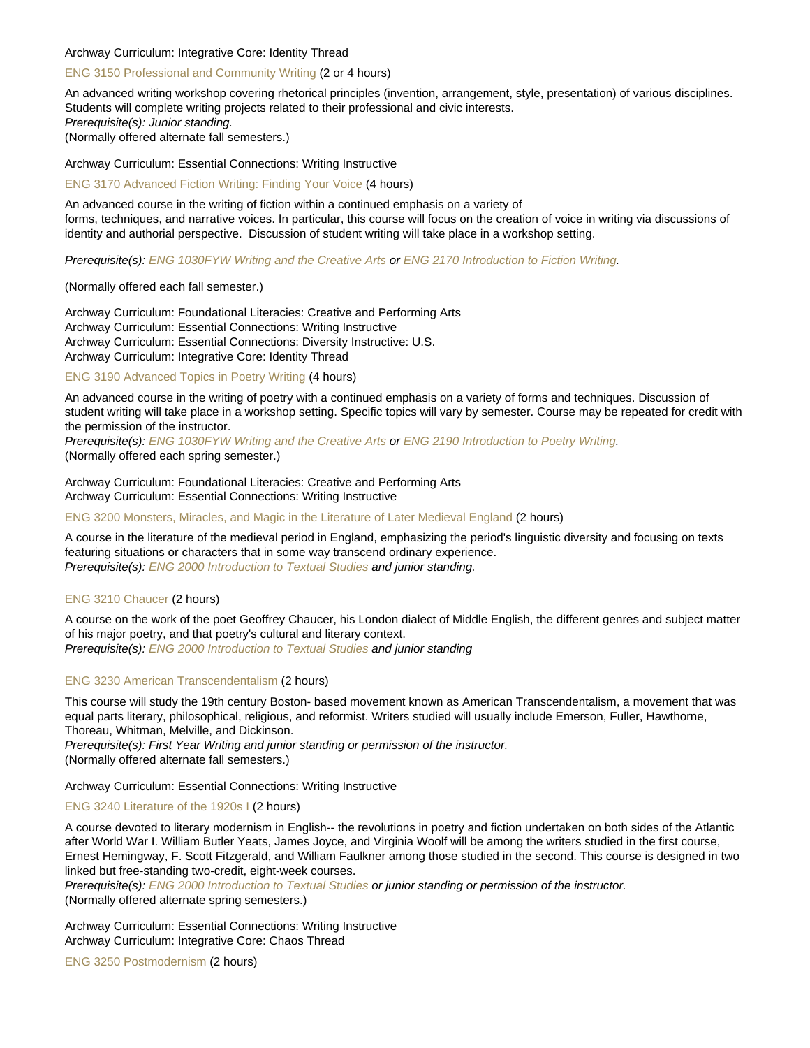Archway Curriculum: Integrative Core: Identity Thread

### ENG 3150 Professional and Community Writing (2 or 4 hours)

An advanced writing workshop covering rhetorical principles (invention, arrangement, style, presentation) of various disciplines. Students will complete writing projects related to their professional and civic interests.
*Prerequisite(s): Junior standing.*
(Normally offered alternate fall semesters.)

Archway Curriculum: Essential Connections: Writing Instructive

### ENG 3170 Advanced Fiction Writing: Finding Your Voice (4 hours)

An advanced course in the writing of fiction within a continued emphasis on a variety of
forms, techniques, and narrative voices. In particular, this course will focus on the creation of voice in writing via discussions of identity and authorial perspective. Discussion of student writing will take place in a workshop setting.

*Prerequisite(s): ENG 1030FYW Writing and the Creative Arts or ENG 2170 Introduction to Fiction Writing.*

(Normally offered each fall semester.)

Archway Curriculum: Foundational Literacies: Creative and Performing Arts
Archway Curriculum: Essential Connections: Writing Instructive
Archway Curriculum: Essential Connections: Diversity Instructive: U.S.
Archway Curriculum: Integrative Core: Identity Thread

### ENG 3190 Advanced Topics in Poetry Writing (4 hours)

An advanced course in the writing of poetry with a continued emphasis on a variety of forms and techniques. Discussion of student writing will take place in a workshop setting. Specific topics will vary by semester. Course may be repeated for credit with the permission of the instructor.
*Prerequisite(s): ENG 1030FYW Writing and the Creative Arts or ENG 2190 Introduction to Poetry Writing.*
(Normally offered each spring semester.)

Archway Curriculum: Foundational Literacies: Creative and Performing Arts
Archway Curriculum: Essential Connections: Writing Instructive

### ENG 3200 Monsters, Miracles, and Magic in the Literature of Later Medieval England (2 hours)

A course in the literature of the medieval period in England, emphasizing the period's linguistic diversity and focusing on texts featuring situations or characters that in some way transcend ordinary experience.
*Prerequisite(s): ENG 2000 Introduction to Textual Studies and junior standing.*

### ENG 3210 Chaucer (2 hours)

A course on the work of the poet Geoffrey Chaucer, his London dialect of Middle English, the different genres and subject matter of his major poetry, and that poetry's cultural and literary context.
*Prerequisite(s): ENG 2000 Introduction to Textual Studies and junior standing*

### ENG 3230 American Transcendentalism (2 hours)

This course will study the 19th century Boston- based movement known as American Transcendentalism, a movement that was equal parts literary, philosophical, religious, and reformist. Writers studied will usually include Emerson, Fuller, Hawthorne, Thoreau, Whitman, Melville, and Dickinson.
*Prerequisite(s): First Year Writing and junior standing or permission of the instructor.*
(Normally offered alternate fall semesters.)

Archway Curriculum: Essential Connections: Writing Instructive

### ENG 3240 Literature of the 1920s I (2 hours)

A course devoted to literary modernism in English-- the revolutions in poetry and fiction undertaken on both sides of the Atlantic after World War I. William Butler Yeats, James Joyce, and Virginia Woolf will be among the writers studied in the first course, Ernest Hemingway, F. Scott Fitzgerald, and William Faulkner among those studied in the second. This course is designed in two linked but free-standing two-credit, eight-week courses.
*Prerequisite(s): ENG 2000 Introduction to Textual Studies or junior standing or permission of the instructor.*
(Normally offered alternate spring semesters.)

Archway Curriculum: Essential Connections: Writing Instructive
Archway Curriculum: Integrative Core: Chaos Thread

### ENG 3250 Postmodernism (2 hours)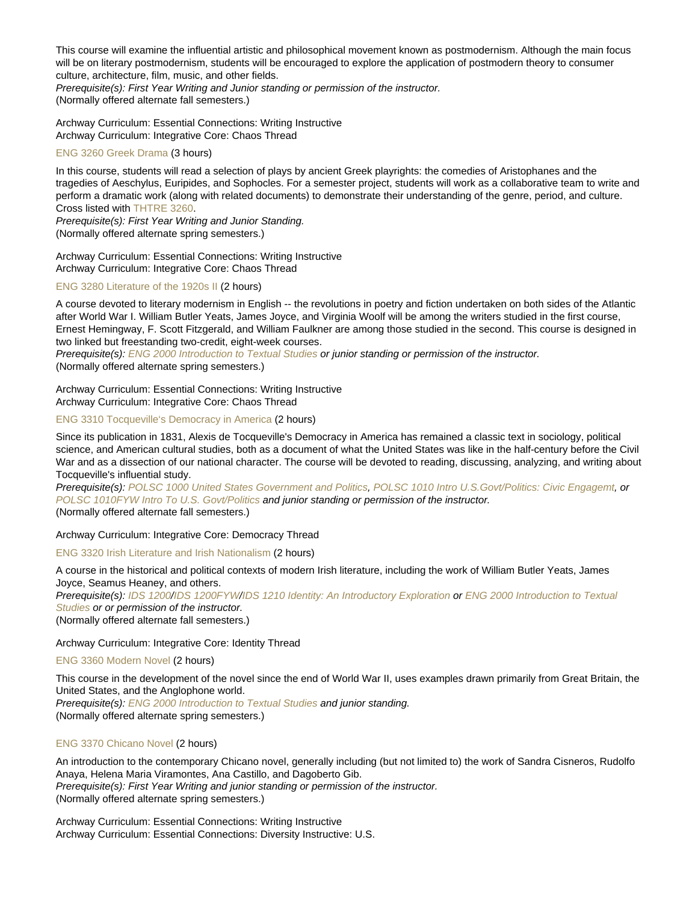This course will examine the influential artistic and philosophical movement known as postmodernism. Although the main focus will be on literary postmodernism, students will be encouraged to explore the application of postmodern theory to consumer culture, architecture, film, music, and other fields.
*Prerequisite(s): First Year Writing and Junior standing or permission of the instructor.*
(Normally offered alternate fall semesters.)

Archway Curriculum: Essential Connections: Writing Instructive
Archway Curriculum: Integrative Core: Chaos Thread

### ENG 3260 Greek Drama (3 hours)

In this course, students will read a selection of plays by ancient Greek playwrights: the comedies of Aristophanes and the tragedies of Aeschylus, Euripides, and Sophocles. For a semester project, students will work as a collaborative team to write and perform a dramatic work (along with related documents) to demonstrate their understanding of the genre, period, and culture. Cross listed with THTRE 3260.
*Prerequisite(s): First Year Writing and Junior Standing.*
(Normally offered alternate spring semesters.)

Archway Curriculum: Essential Connections: Writing Instructive
Archway Curriculum: Integrative Core: Chaos Thread

### ENG 3280 Literature of the 1920s II (2 hours)

A course devoted to literary modernism in English -- the revolutions in poetry and fiction undertaken on both sides of the Atlantic after World War I. William Butler Yeats, James Joyce, and Virginia Woolf will be among the writers studied in the first course, Ernest Hemingway, F. Scott Fitzgerald, and William Faulkner are among those studied in the second. This course is designed in two linked but freestanding two-credit, eight-week courses.
*Prerequisite(s): ENG 2000 Introduction to Textual Studies or junior standing or permission of the instructor.*
(Normally offered alternate spring semesters.)

Archway Curriculum: Essential Connections: Writing Instructive
Archway Curriculum: Integrative Core: Chaos Thread

### ENG 3310 Tocqueville's Democracy in America (2 hours)

Since its publication in 1831, Alexis de Tocqueville's Democracy in America has remained a classic text in sociology, political science, and American cultural studies, both as a document of what the United States was like in the half-century before the Civil War and as a dissection of our national character. The course will be devoted to reading, discussing, analyzing, and writing about Tocqueville's influential study.
*Prerequisite(s): POLSC 1000 United States Government and Politics, POLSC 1010 Intro U.S.Govt/Politics: Civic Engagemt, or POLSC 1010FYW Intro To U.S. Govt/Politics and junior standing or permission of the instructor.*
(Normally offered alternate fall semesters.)

Archway Curriculum: Integrative Core: Democracy Thread

### ENG 3320 Irish Literature and Irish Nationalism (2 hours)

A course in the historical and political contexts of modern Irish literature, including the work of William Butler Yeats, James Joyce, Seamus Heaney, and others.
*Prerequisite(s): IDS 1200/IDS 1200FYW/IDS 1210 Identity: An Introductory Exploration or ENG 2000 Introduction to Textual Studies or or permission of the instructor.*
(Normally offered alternate fall semesters.)

Archway Curriculum: Integrative Core: Identity Thread

### ENG 3360 Modern Novel (2 hours)

This course in the development of the novel since the end of World War II, uses examples drawn primarily from Great Britain, the United States, and the Anglophone world.
*Prerequisite(s): ENG 2000 Introduction to Textual Studies and junior standing.*
(Normally offered alternate spring semesters.)

### ENG 3370 Chicano Novel (2 hours)

An introduction to the contemporary Chicano novel, generally including (but not limited to) the work of Sandra Cisneros, Rudolfo Anaya, Helena Maria Viramontes, Ana Castillo, and Dagoberto Gib.
*Prerequisite(s): First Year Writing and junior standing or permission of the instructor.*
(Normally offered alternate spring semesters.)

Archway Curriculum: Essential Connections: Writing Instructive
Archway Curriculum: Essential Connections: Diversity Instructive: U.S.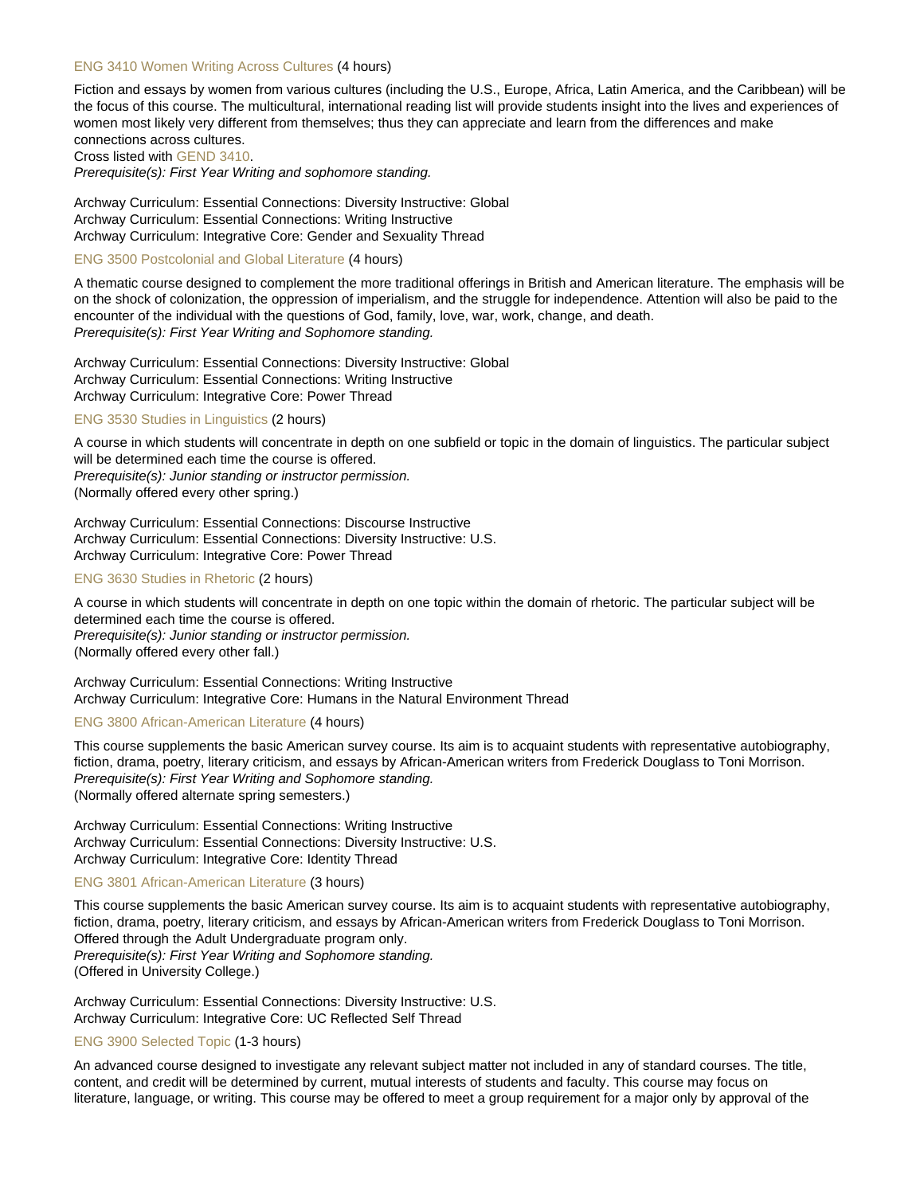### ENG 3410 Women Writing Across Cultures (4 hours)

Fiction and essays by women from various cultures (including the U.S., Europe, Africa, Latin America, and the Caribbean) will be the focus of this course. The multicultural, international reading list will provide students insight into the lives and experiences of women most likely very different from themselves; thus they can appreciate and learn from the differences and make connections across cultures.
Cross listed with GEND 3410.
*Prerequisite(s): First Year Writing and sophomore standing.*

Archway Curriculum: Essential Connections: Diversity Instructive: Global
Archway Curriculum: Essential Connections: Writing Instructive
Archway Curriculum: Integrative Core: Gender and Sexuality Thread

### ENG 3500 Postcolonial and Global Literature (4 hours)

A thematic course designed to complement the more traditional offerings in British and American literature. The emphasis will be on the shock of colonization, the oppression of imperialism, and the struggle for independence. Attention will also be paid to the encounter of the individual with the questions of God, family, love, war, work, change, and death.
*Prerequisite(s): First Year Writing and Sophomore standing.*

Archway Curriculum: Essential Connections: Diversity Instructive: Global
Archway Curriculum: Essential Connections: Writing Instructive
Archway Curriculum: Integrative Core: Power Thread

### ENG 3530 Studies in Linguistics (2 hours)

A course in which students will concentrate in depth on one subfield or topic in the domain of linguistics. The particular subject will be determined each time the course is offered.
*Prerequisite(s): Junior standing or instructor permission.*
(Normally offered every other spring.)

Archway Curriculum: Essential Connections: Discourse Instructive
Archway Curriculum: Essential Connections: Diversity Instructive: U.S.
Archway Curriculum: Integrative Core: Power Thread

### ENG 3630 Studies in Rhetoric (2 hours)

A course in which students will concentrate in depth on one topic within the domain of rhetoric. The particular subject will be determined each time the course is offered.
*Prerequisite(s): Junior standing or instructor permission.*
(Normally offered every other fall.)

Archway Curriculum: Essential Connections: Writing Instructive
Archway Curriculum: Integrative Core: Humans in the Natural Environment Thread

### ENG 3800 African-American Literature (4 hours)

This course supplements the basic American survey course. Its aim is to acquaint students with representative autobiography, fiction, drama, poetry, literary criticism, and essays by African-American writers from Frederick Douglass to Toni Morrison.
*Prerequisite(s): First Year Writing and Sophomore standing.*
(Normally offered alternate spring semesters.)

Archway Curriculum: Essential Connections: Writing Instructive
Archway Curriculum: Essential Connections: Diversity Instructive: U.S.
Archway Curriculum: Integrative Core: Identity Thread

### ENG 3801 African-American Literature (3 hours)

This course supplements the basic American survey course. Its aim is to acquaint students with representative autobiography, fiction, drama, poetry, literary criticism, and essays by African-American writers from Frederick Douglass to Toni Morrison. Offered through the Adult Undergraduate program only.
*Prerequisite(s): First Year Writing and Sophomore standing.*
(Offered in University College.)

Archway Curriculum: Essential Connections: Diversity Instructive: U.S.
Archway Curriculum: Integrative Core: UC Reflected Self Thread

### ENG 3900 Selected Topic (1-3 hours)

An advanced course designed to investigate any relevant subject matter not included in any of standard courses. The title, content, and credit will be determined by current, mutual interests of students and faculty. This course may focus on literature, language, or writing. This course may be offered to meet a group requirement for a major only by approval of the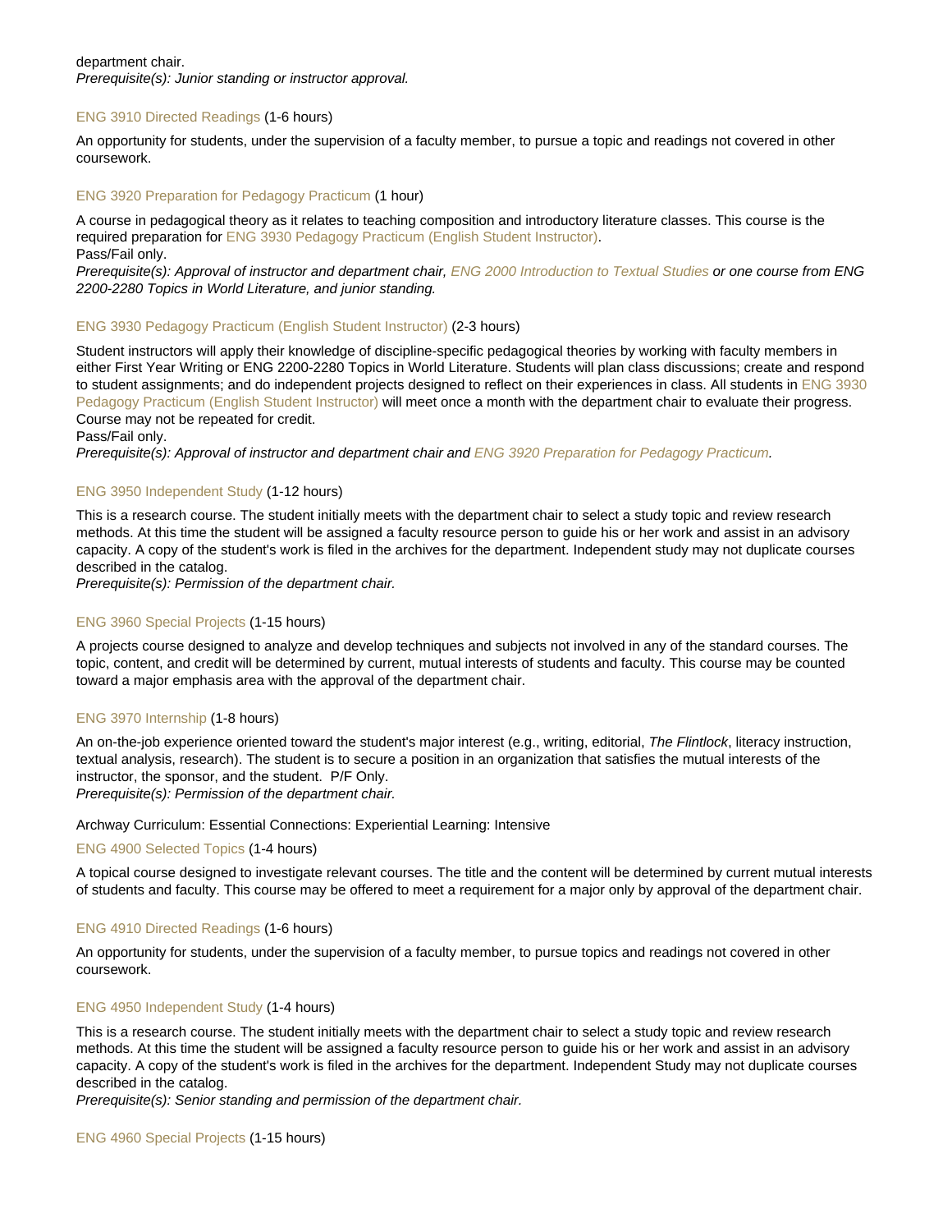department chair.
*Prerequisite(s): Junior standing or instructor approval.*

### ENG 3910 Directed Readings (1-6 hours)

An opportunity for students, under the supervision of a faculty member, to pursue a topic and readings not covered in other coursework.

### ENG 3920 Preparation for Pedagogy Practicum (1 hour)

A course in pedagogical theory as it relates to teaching composition and introductory literature classes. This course is the required preparation for ENG 3930 Pedagogy Practicum (English Student Instructor).
Pass/Fail only.
*Prerequisite(s): Approval of instructor and department chair, ENG 2000 Introduction to Textual Studies or one course from ENG 2200-2280 Topics in World Literature, and junior standing.*

### ENG 3930 Pedagogy Practicum (English Student Instructor) (2-3 hours)

Student instructors will apply their knowledge of discipline-specific pedagogical theories by working with faculty members in either First Year Writing or ENG 2200-2280 Topics in World Literature. Students will plan class discussions; create and respond to student assignments; and do independent projects designed to reflect on their experiences in class. All students in ENG 3930 Pedagogy Practicum (English Student Instructor) will meet once a month with the department chair to evaluate their progress. Course may not be repeated for credit.
Pass/Fail only.
*Prerequisite(s): Approval of instructor and department chair and ENG 3920 Preparation for Pedagogy Practicum.*

### ENG 3950 Independent Study (1-12 hours)

This is a research course. The student initially meets with the department chair to select a study topic and review research methods. At this time the student will be assigned a faculty resource person to guide his or her work and assist in an advisory capacity. A copy of the student's work is filed in the archives for the department. Independent study may not duplicate courses described in the catalog.
*Prerequisite(s): Permission of the department chair.*

### ENG 3960 Special Projects (1-15 hours)

A projects course designed to analyze and develop techniques and subjects not involved in any of the standard courses. The topic, content, and credit will be determined by current, mutual interests of students and faculty. This course may be counted toward a major emphasis area with the approval of the department chair.

### ENG 3970 Internship (1-8 hours)

An on-the-job experience oriented toward the student's major interest (e.g., writing, editorial, *The Flintlock*, literacy instruction, textual analysis, research). The student is to secure a position in an organization that satisfies the mutual interests of the instructor, the sponsor, and the student. P/F Only.
*Prerequisite(s): Permission of the department chair.*

Archway Curriculum: Essential Connections: Experiential Learning: Intensive

### ENG 4900 Selected Topics (1-4 hours)

A topical course designed to investigate relevant courses. The title and the content will be determined by current mutual interests of students and faculty. This course may be offered to meet a requirement for a major only by approval of the department chair.

### ENG 4910 Directed Readings (1-6 hours)

An opportunity for students, under the supervision of a faculty member, to pursue topics and readings not covered in other coursework.

### ENG 4950 Independent Study (1-4 hours)

This is a research course. The student initially meets with the department chair to select a study topic and review research methods. At this time the student will be assigned a faculty resource person to guide his or her work and assist in an advisory capacity. A copy of the student's work is filed in the archives for the department. Independent Study may not duplicate courses described in the catalog.
*Prerequisite(s): Senior standing and permission of the department chair.*

### ENG 4960 Special Projects (1-15 hours)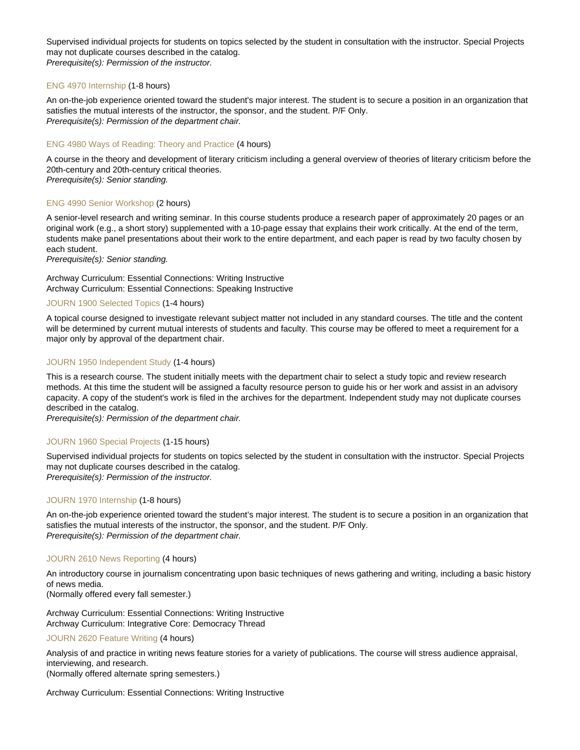Supervised individual projects for students on topics selected by the student in consultation with the instructor. Special Projects may not duplicate courses described in the catalog.
*Prerequisite(s): Permission of the instructor.*

### ENG 4970 Internship (1-8 hours)

An on-the-job experience oriented toward the student's major interest. The student is to secure a position in an organization that satisfies the mutual interests of the instructor, the sponsor, and the student. P/F Only.
*Prerequisite(s): Permission of the department chair.*

### ENG 4980 Ways of Reading: Theory and Practice (4 hours)

A course in the theory and development of literary criticism including a general overview of theories of literary criticism before the 20th-century and 20th-century critical theories.
*Prerequisite(s): Senior standing.*

### ENG 4990 Senior Workshop (2 hours)

A senior-level research and writing seminar. In this course students produce a research paper of approximately 20 pages or an original work (e.g., a short story) supplemented with a 10-page essay that explains their work critically. At the end of the term, students make panel presentations about their work to the entire department, and each paper is read by two faculty chosen by each student.
*Prerequisite(s): Senior standing.*

Archway Curriculum: Essential Connections: Writing Instructive
Archway Curriculum: Essential Connections: Speaking Instructive

### JOURN 1900 Selected Topics (1-4 hours)

A topical course designed to investigate relevant subject matter not included in any standard courses. The title and the content will be determined by current mutual interests of students and faculty. This course may be offered to meet a requirement for a major only by approval of the department chair.

### JOURN 1950 Independent Study (1-4 hours)

This is a research course. The student initially meets with the department chair to select a study topic and review research methods. At this time the student will be assigned a faculty resource person to guide his or her work and assist in an advisory capacity. A copy of the student's work is filed in the archives for the department. Independent study may not duplicate courses described in the catalog.
*Prerequisite(s): Permission of the department chair.*

### JOURN 1960 Special Projects (1-15 hours)

Supervised individual projects for students on topics selected by the student in consultation with the instructor. Special Projects may not duplicate courses described in the catalog.
*Prerequisite(s): Permission of the instructor.*

### JOURN 1970 Internship (1-8 hours)

An on-the-job experience oriented toward the student's major interest. The student is to secure a position in an organization that satisfies the mutual interests of the instructor, the sponsor, and the student. P/F Only.
*Prerequisite(s): Permission of the department chair.*

### JOURN 2610 News Reporting (4 hours)

An introductory course in journalism concentrating upon basic techniques of news gathering and writing, including a basic history of news media.
(Normally offered every fall semester.)

Archway Curriculum: Essential Connections: Writing Instructive
Archway Curriculum: Integrative Core: Democracy Thread

### JOURN 2620 Feature Writing (4 hours)

Analysis of and practice in writing news feature stories for a variety of publications. The course will stress audience appraisal, interviewing, and research.
(Normally offered alternate spring semesters.)

Archway Curriculum: Essential Connections: Writing Instructive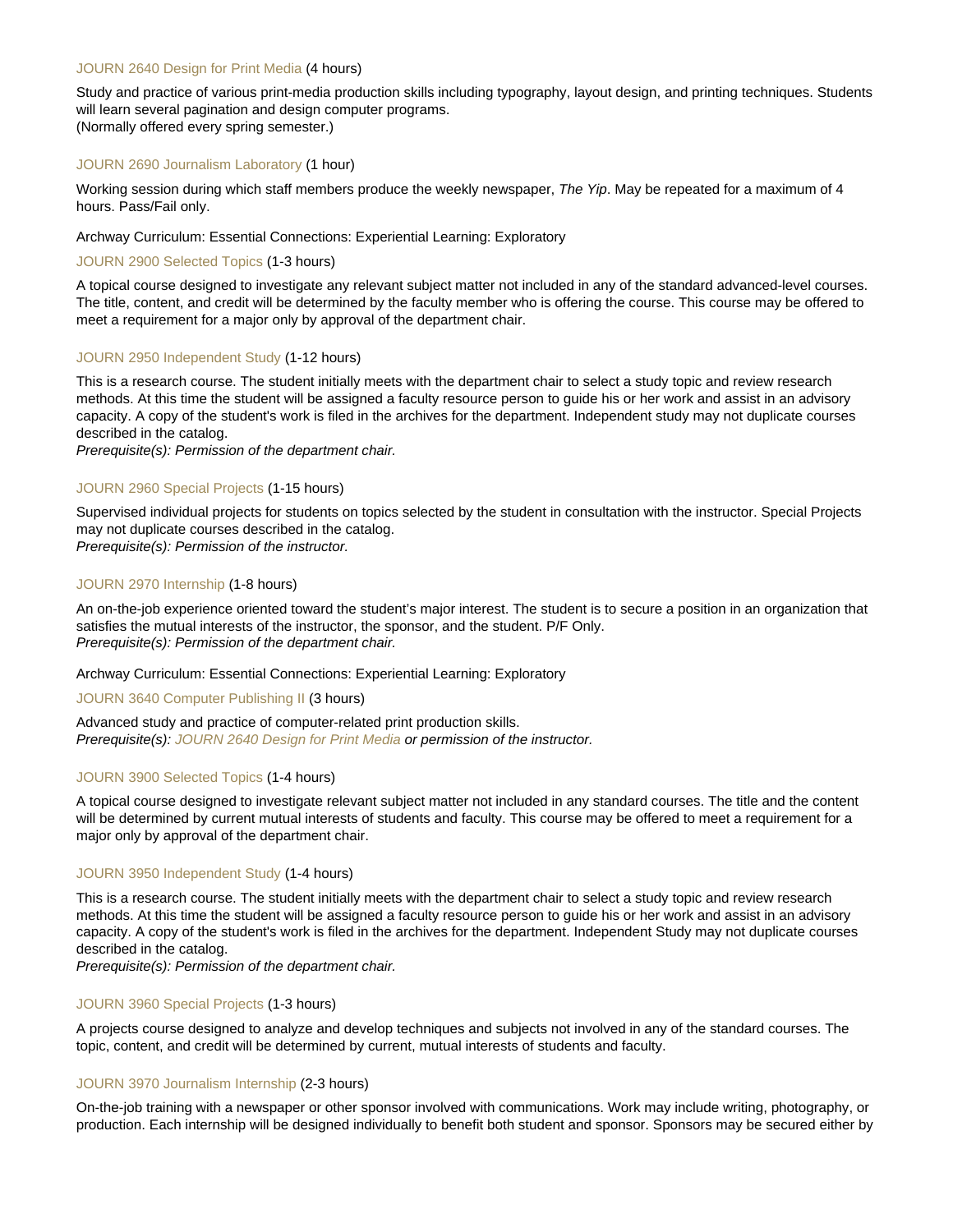### JOURN 2640 Design for Print Media (4 hours)

Study and practice of various print-media production skills including typography, layout design, and printing techniques. Students will learn several pagination and design computer programs.
(Normally offered every spring semester.)

### JOURN 2690 Journalism Laboratory (1 hour)

Working session during which staff members produce the weekly newspaper, *The Yip*. May be repeated for a maximum of 4 hours. Pass/Fail only.

Archway Curriculum: Essential Connections: Experiential Learning: Exploratory

### JOURN 2900 Selected Topics (1-3 hours)

A topical course designed to investigate any relevant subject matter not included in any of the standard advanced-level courses. The title, content, and credit will be determined by the faculty member who is offering the course. This course may be offered to meet a requirement for a major only by approval of the department chair.

### JOURN 2950 Independent Study (1-12 hours)

This is a research course. The student initially meets with the department chair to select a study topic and review research methods. At this time the student will be assigned a faculty resource person to guide his or her work and assist in an advisory capacity. A copy of the student's work is filed in the archives for the department. Independent study may not duplicate courses described in the catalog.
*Prerequisite(s): Permission of the department chair.*

### JOURN 2960 Special Projects (1-15 hours)

Supervised individual projects for students on topics selected by the student in consultation with the instructor. Special Projects may not duplicate courses described in the catalog.
*Prerequisite(s): Permission of the instructor.*

### JOURN 2970 Internship (1-8 hours)

An on-the-job experience oriented toward the student's major interest. The student is to secure a position in an organization that satisfies the mutual interests of the instructor, the sponsor, and the student. P/F Only.
*Prerequisite(s): Permission of the department chair.*

Archway Curriculum: Essential Connections: Experiential Learning: Exploratory

### JOURN 3640 Computer Publishing II (3 hours)

Advanced study and practice of computer-related print production skills.
*Prerequisite(s): JOURN 2640 Design for Print Media or permission of the instructor.*

### JOURN 3900 Selected Topics (1-4 hours)

A topical course designed to investigate relevant subject matter not included in any standard courses. The title and the content will be determined by current mutual interests of students and faculty. This course may be offered to meet a requirement for a major only by approval of the department chair.

### JOURN 3950 Independent Study (1-4 hours)

This is a research course. The student initially meets with the department chair to select a study topic and review research methods. At this time the student will be assigned a faculty resource person to guide his or her work and assist in an advisory capacity. A copy of the student's work is filed in the archives for the department. Independent Study may not duplicate courses described in the catalog.
*Prerequisite(s): Permission of the department chair.*

### JOURN 3960 Special Projects (1-3 hours)

A projects course designed to analyze and develop techniques and subjects not involved in any of the standard courses. The topic, content, and credit will be determined by current, mutual interests of students and faculty.

### JOURN 3970 Journalism Internship (2-3 hours)

On-the-job training with a newspaper or other sponsor involved with communications. Work may include writing, photography, or production. Each internship will be designed individually to benefit both student and sponsor. Sponsors may be secured either by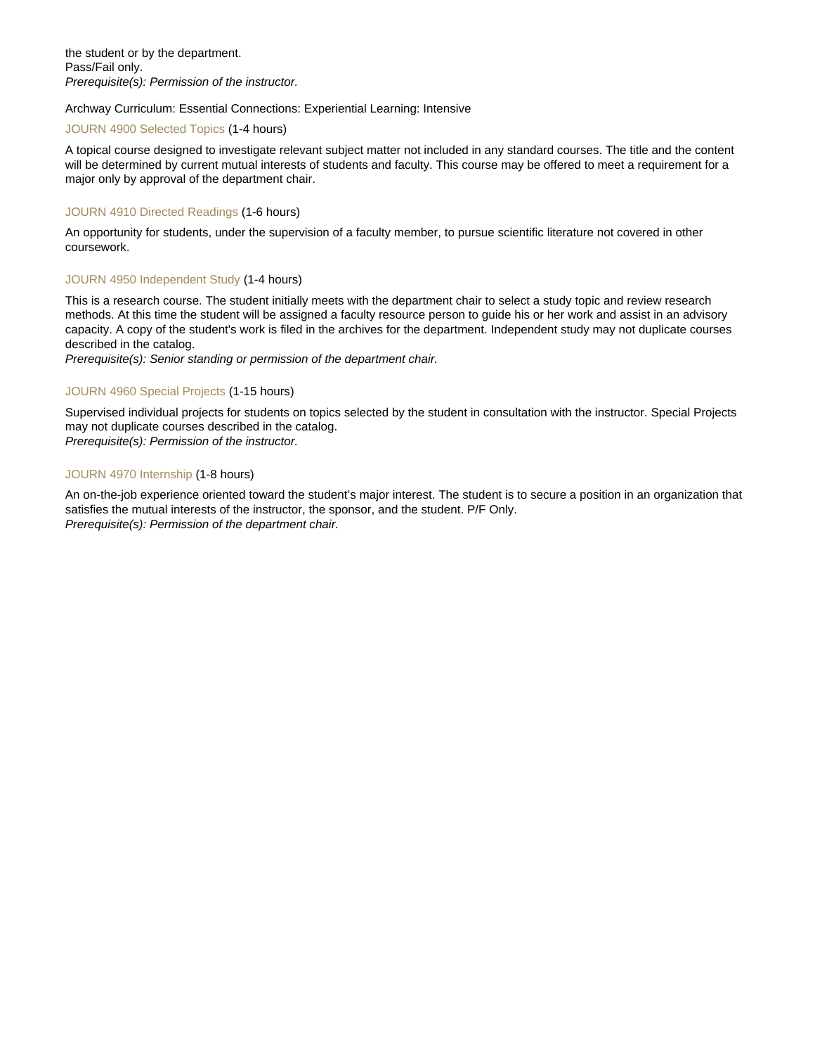the student or by the department.
Pass/Fail only.
*Prerequisite(s): Permission of the instructor.*

Archway Curriculum: Essential Connections: Experiential Learning: Intensive

### JOURN 4900 Selected Topics (1-4 hours)

A topical course designed to investigate relevant subject matter not included in any standard courses. The title and the content will be determined by current mutual interests of students and faculty. This course may be offered to meet a requirement for a major only by approval of the department chair.

### JOURN 4910 Directed Readings (1-6 hours)

An opportunity for students, under the supervision of a faculty member, to pursue scientific literature not covered in other coursework.

### JOURN 4950 Independent Study (1-4 hours)

This is a research course. The student initially meets with the department chair to select a study topic and review research methods. At this time the student will be assigned a faculty resource person to guide his or her work and assist in an advisory capacity. A copy of the student's work is filed in the archives for the department. Independent study may not duplicate courses described in the catalog.
*Prerequisite(s): Senior standing or permission of the department chair.*

### JOURN 4960 Special Projects (1-15 hours)

Supervised individual projects for students on topics selected by the student in consultation with the instructor. Special Projects may not duplicate courses described in the catalog.
*Prerequisite(s): Permission of the instructor.*

### JOURN 4970 Internship (1-8 hours)

An on-the-job experience oriented toward the student's major interest. The student is to secure a position in an organization that satisfies the mutual interests of the instructor, the sponsor, and the student. P/F Only.
*Prerequisite(s): Permission of the department chair.*